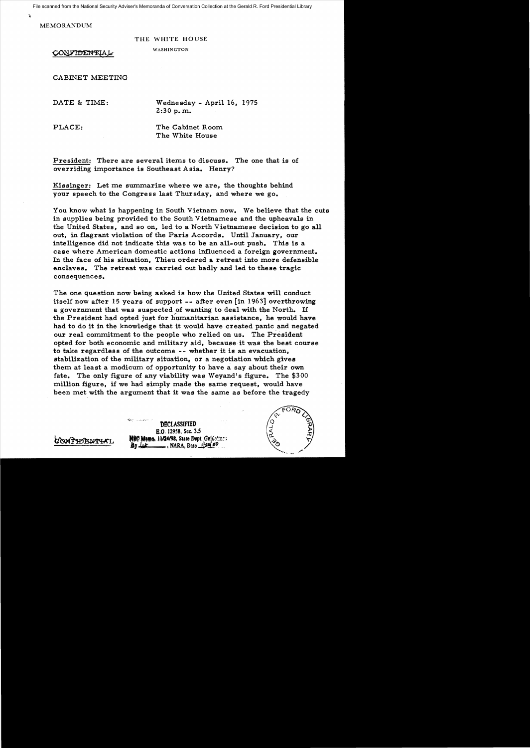MEMORANDUM

THE WHITE HOUSE

WASHINGTON

CONFIDENTIAL

CABINET MEETING

DATE & TIME: Wednesday - April 16, 1975
2:30 p.m.

PLACE: The Cabinet Room
The White House

President: There are several items to discuss. The one that is of overriding importance is Southeast Asia. Henry?

Kissinger: Let me summarize where we are, the thoughts behind your speech to the Congress last Thursday, and where we go.

You know what is happening in South Vietnam now. We believe that the cuts in supplies being provided to the South Vietnamese and the upheavals in the United States, and so on, led to a North Vietnamese decision to go all out, in flagrant violation of the Paris Accords. Until January, our intelligence did not indicate this was to be an all-out push. This is a case where American domestic actions influenced a foreign government. In the face of his situation, Thieu ordered a retreat into more defensible enclaves. The retreat was carried out badly and led to these tragic consequences.

The one question now being asked is how the United States will conduct itself now after 15 years of support -- after even [in 1963] overthrowing a government that was suspected of wanting to deal with the North. If the President had opted just for humanitarian assistance, he would have had to do it in the knowledge that it would have created panic and negated our real commitment to the people who relied on us. The President opted for both economic and military aid, because it was the best course to take regardless of the outcome -- whether it is an evacuation, stabilization of the military situation, or a negotiation which gives them at least a modicum of opportunity to have a say about their own fate. The only figure of any viability was Weyand's figure. The $300 million figure, if we had simply made the same request, would have been met with the argument that it was the same as before the tragedy

CONFIDENTIAL

DECLASSIFIED
E.O. 12958, Sec. 3.5
NSC Memo, 11/24/98, State Dept. Guidelines
By ___, NARA, Date ___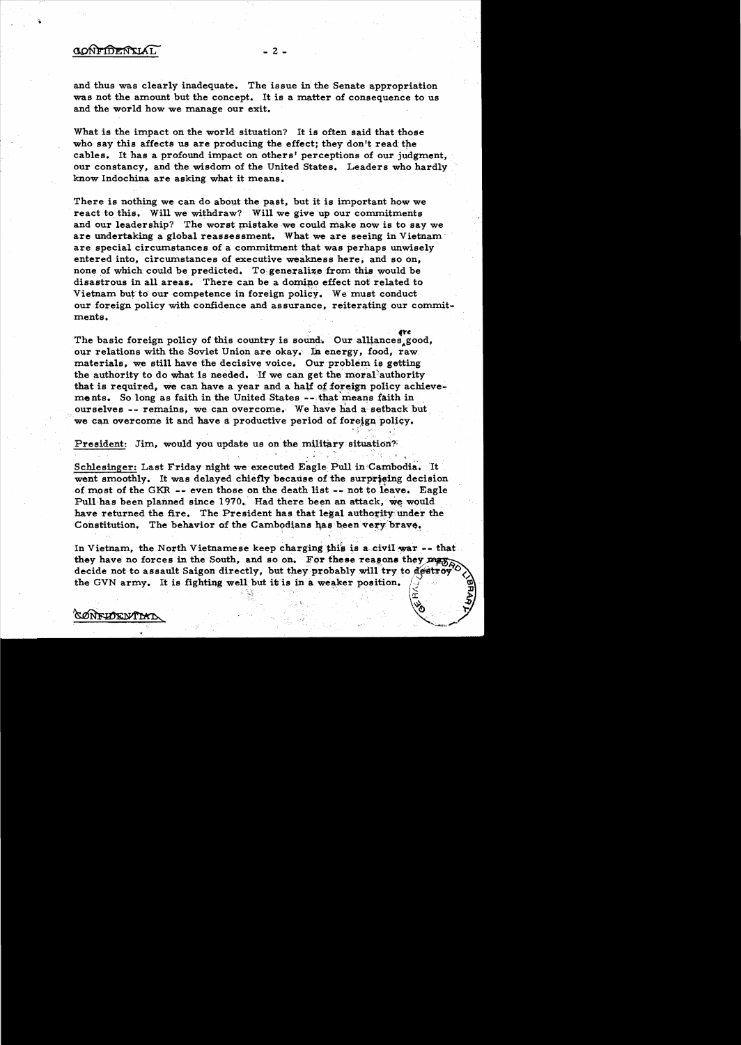and thus was clearly inadequate. The issue in the Senate appropriation was not the amount but the concept. It is a matter of consequence to us and the world how we manage our exit.

What is the impact on the world situation? It is often said that those who say this affects us are producing the effect; they don't read the cables. It has a profound impact on others' perceptions of our judgment, our constancy, and the wisdom of the United States. Leaders who hardly know Indochina are asking what it means.

There is nothing we can do about the past, but it is important how we react to this. Will we withdraw? Will we give up our commitments and our leadership? The worst mistake we could make now is to say we are undertaking a global reassessment. What we are seeing in Vietnam are special circumstances of a commitment that was perhaps unwisely entered into, circumstances of executive weakness here, and so on, none of which could be predicted. To generalize from this would be disastrous in all areas. There can be a domino effect not related to Vietnam but to our competence in foreign policy. We must conduct our foreign policy with confidence and assurance, reiterating our commitments.

The basic foreign policy of this country is sound. Our alliances are good, our relations with the Soviet Union are okay. In energy, food, raw materials, we still have the decisive voice. Our problem is getting the authority to do what is needed. If we can get the moral authority that is required, we can have a year and a half of foreign policy achievements. So long as faith in the United States -- that means faith in ourselves -- remains, we can overcome. We have had a setback but we can overcome it and have a productive period of foreign policy.

President: Jim, would you update us on the military situation?

Schlesinger: Last Friday night we executed Eagle Pull in Cambodia. It went smoothly. It was delayed chiefly because of the surprising decision of most of the GKR -- even those on the death list -- not to leave. Eagle Pull has been planned since 1970. Had there been an attack, we would have returned the fire. The President has that legal authority under the Constitution. The behavior of the Cambodians has been very brave.

In Vietnam, the North Vietnamese keep charging this is a civil war -- that they have no forces in the South, and so on. For these reasons they may decide not to assault Saigon directly, but they probably will try to destroy the GVN army. It is fighting well but it is in a weaker position.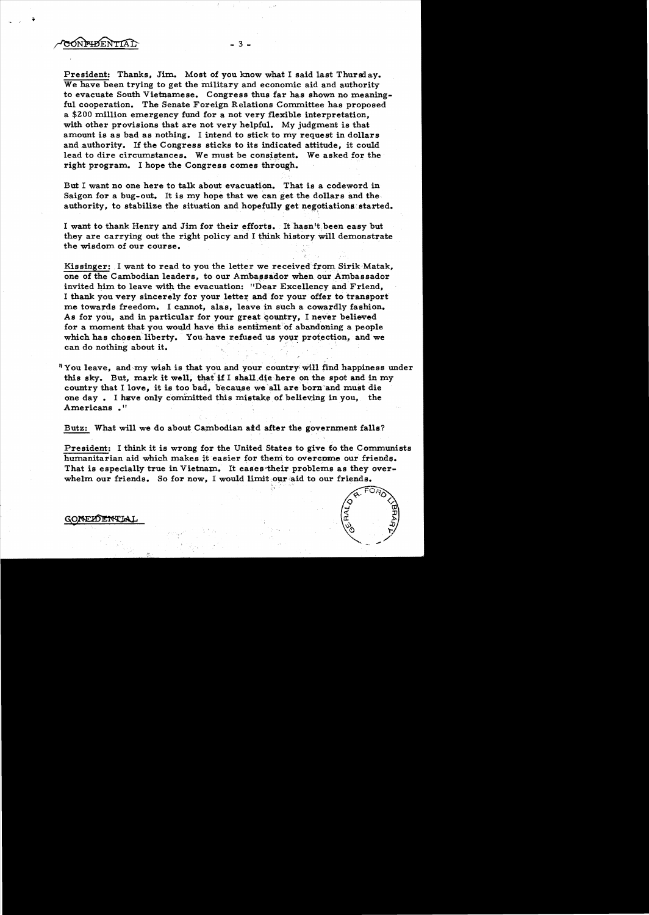President: Thanks, Jim. Most of you know what I said last Thursday. We have been trying to get the military and economic aid and authority to evacuate South Vietnamese. Congress thus far has shown no meaningful cooperation. The Senate Foreign Relations Committee has proposed a $200 million emergency fund for a not very flexible interpretation, with other provisions that are not very helpful. My judgment is that amount is as bad as nothing. I intend to stick to my request in dollars and authority. If the Congress sticks to its indicated attitude, it could lead to dire circumstances. We must be consistent. We asked for the right program. I hope the Congress comes through.

But I want no one here to talk about evacuation. That is a codeword in Saigon for a bug-out. It is my hope that we can get the dollars and the authority, to stabilize the situation and hopefully get negotiations started.

I want to thank Henry and Jim for their efforts. It hasn't been easy but they are carrying out the right policy and I think history will demonstrate the wisdom of our course.

Kissinger: I want to read to you the letter we received from Sirik Matak, one of the Cambodian leaders, to our Ambassador when our Ambassador invited him to leave with the evacuation: "Dear Excellency and Friend, I thank you very sincerely for your letter and for your offer to transport me towards freedom. I cannot, alas, leave in such a cowardly fashion. As for you, and in particular for your great country, I never believed for a moment that you would have this sentiment of abandoning a people which has chosen liberty. You have refused us your protection, and we can do nothing about it.

"You leave, and my wish is that you and your country will find happiness under this sky. But, mark it well, that if I shall die here on the spot and in my country that I love, it is too bad, because we all are born and must die one day. I have only committed this mistake of believing in you, the Americans."

Butz: What will we do about Cambodian aid after the government falls?

President: I think it is wrong for the United States to give to the Communists humanitarian aid which makes it easier for them to overcome our friends. That is especially true in Vietnam. It eases their problems as they overwhelm our friends. So for now, I would limit our aid to our friends.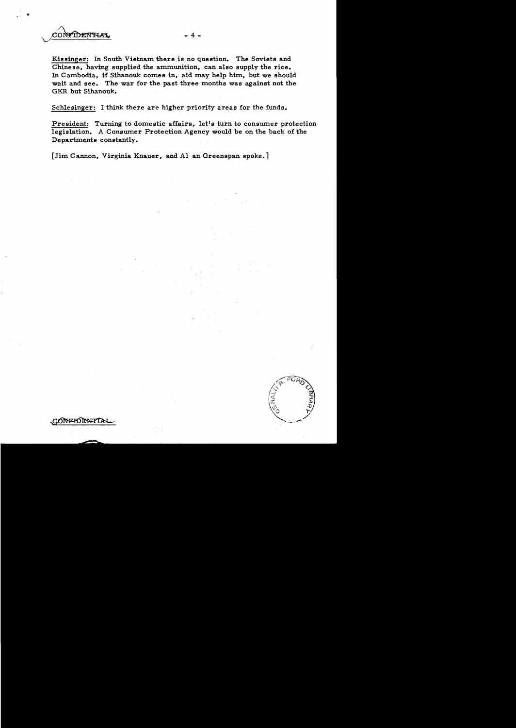CONFIDENTIAL

**Kissinger:** In South Vietnam there is no question. The Soviets and Chinese, having supplied the ammunition, can also supply the rice. In Cambodia, if Sihanouk comes in, aid may help him, but we should wait and see. The war for the past three months was against not the GKR but Sihanouk.

**Schlesinger:** I think there are higher priority areas for the funds.

**President:** Turning to domestic affairs, let's turn to consumer protection legislation. A Consumer Protection Agency would be on the back of the Departments constantly.

[Jim Cannon, Virginia Knauer, and Al an Greenspan spoke.]

CONFIDENTIAL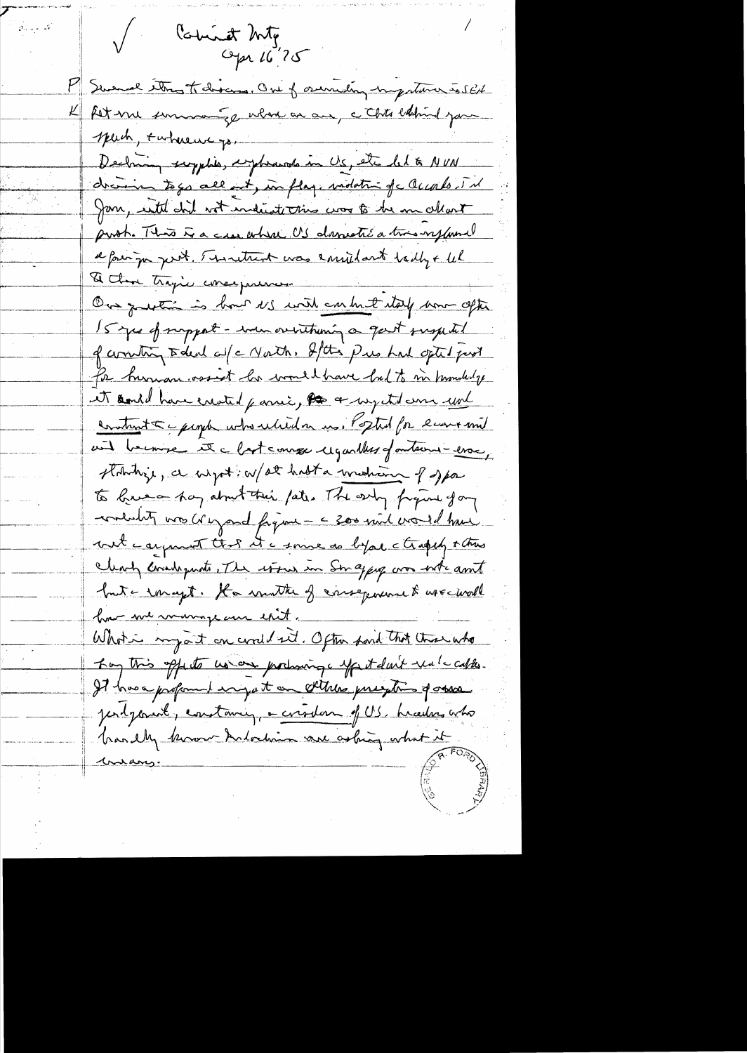Cabinet Mtg
Apr 16 '75

P Several items to discuss. One of overriding importance is SEA

K Let me summarize where we are, & the thinking [?] your speech, & where we go.

Declining supplies, cutbacks in US, etc. led to NVN decision to go all out, in flag. violation of the Accords. Til Jan, intell did not indicate this was to be an all out push. This is a case where US domestic action influenced a foreign event. Treatment was considered badly & led to these tragic consequences.

One question is how US will conduct itself now after 15 yrs of support – we are overthrowing a govt supported & countering & dealt w/ the North. After Pres had opted just for humanitarian assist he would have had to immediately it [?] could have created panic, & we [?] expected our [?] contributing to people who relied on us. Opted for econ & mil aid because it is best course regardless of outcome – econ, stability, an impact w/ at least a modicum of opportunity to have a say about their fate. The only figure of any credibility was Weyand figure – the 300 mil would not have met argument that it is same as before & tragedy & thus clearly inadequate. The issue in Congress was not amt but the concept. As a matter of consequence & we will have our remaining credit.

What is impact on world sit. Often said that those who say this affects us are producing the effect that wouldn't be otherwise. It has a profound impact on others' perceptions of our judgment, constancy, & wisdom of US. Leaders who hardly know Indochina are asking what it means.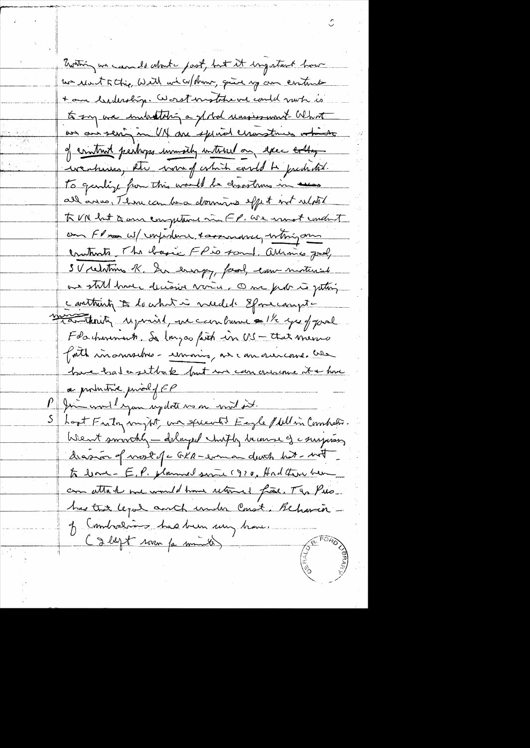Everything we can do about past, but it important how we react to this. Will not w/draw, give up our contracts + our leadership. Worst mistake we could make is to say we are abdicating a global responsibility. What we are seeing in VN are special circumstances of contract perhaps unwisely entered on, spec eroding weakness, etc. some of which could be predicted. To generalize from this would be disastrous in all areas. There can be a domino effect not related to VN but to our competence in FP. We must conduct our FP w/ confidence + assurance, writing our contracts. The basic FP is sound. Alliances good, SU relations OK. In energy, food, raw materials we still have decisive voice. Our prob is getting authority to do what is needed. If we can get authority required, we can have 1 1/2 yrs of good FP achievements. So long as faith in US – that means faith in ourselves – remains, we can overcome. We have had a setback but we can overcome it + have a productive period of FP

P Jim would you update us on what it.

S Last Friday night, we executed Eagle Pull in Cambodia. Went smoothly – delayed shortly because of a surprising decision of most of GKR – ~~even~~ a death list – not to leave. E.P. planned since 1970. Had there been an attack we would have returned fire. The Pres has that legal auth under Const. Behavior of Cambodians has been very brave.

(I left room for minute)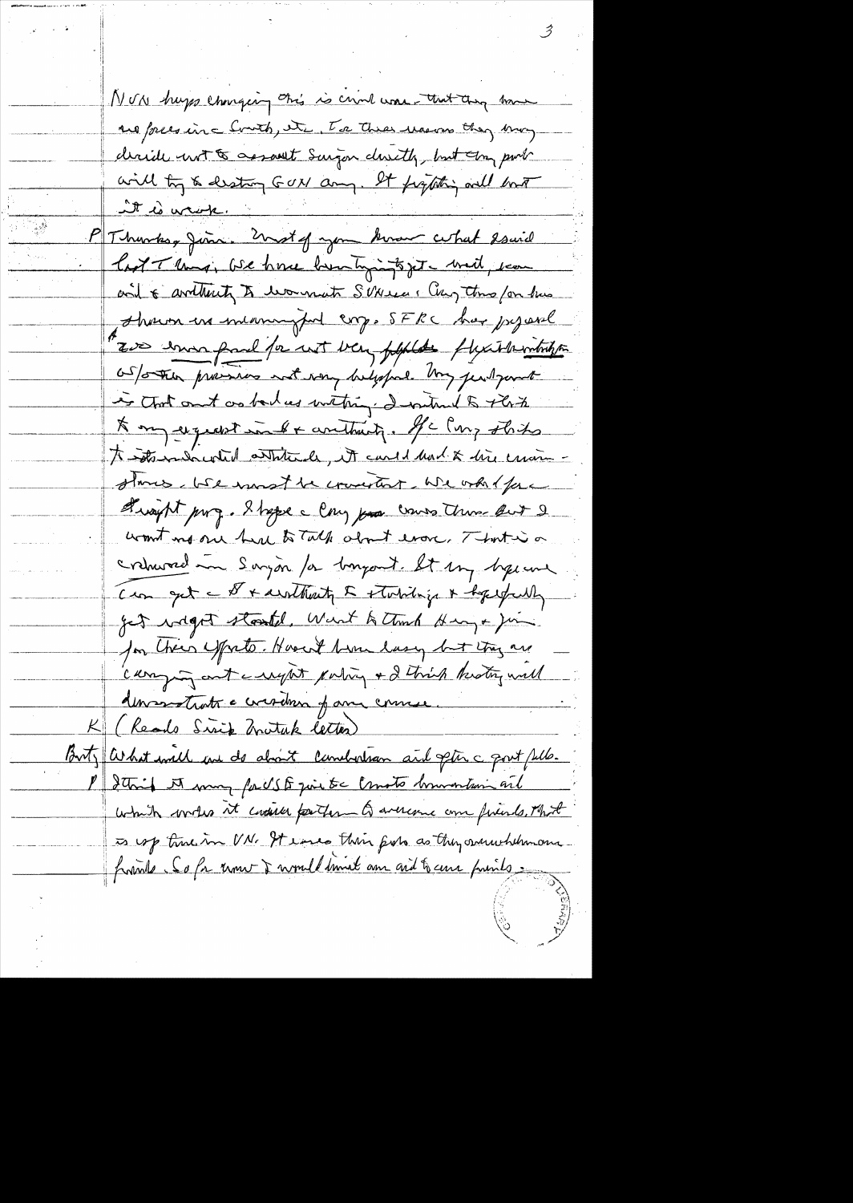NVN huge changing this is crucial one—that they have no forces in South, etc. For these reasons they may decide not to assault Saigon directly, but they prob will try to destroy GVN any. If fighting will last it is worse.

P Thanks, Jim. Most of you know what I said last Thurs. We have been trying to get—well, econ aid & authority to evacuate SVNese. Cong thus far has shown no meaningful coop. SFRC has proposed 200 mm fund for not very ~~helpful~~ flexible[?] authority w/other provisions not very helpful. My judgment is that out as bad as nothing. I intend to stick to my request in $ & authority. If Cong sticks to its indicated attitude, it could lead to dire circumstances. We must be consistent. We asked for a straight prog. I hope Cong ~~pass~~ covers them. But I want no one here to talk about evac. That is a crushed in Saigon for buoyant. It may be we can get $ & authority to stabilize & hopefully get negot started. Want to thank Henry & Jim for their efforts. Hasn't been easy but they are carrying out right policy & I think history will demonstrate the wisdom of our course.

K (Reads Sirik Matak letter)

Butz What will we do about Cambodian aid after the govt falls.

P I think it may for US to give to Cambodian humanitarian aid which makes it easier further to overcome our friends. That is up time in VN. It eases their pots as they overwhelm our friends. So for now I would limit our aid to our friends.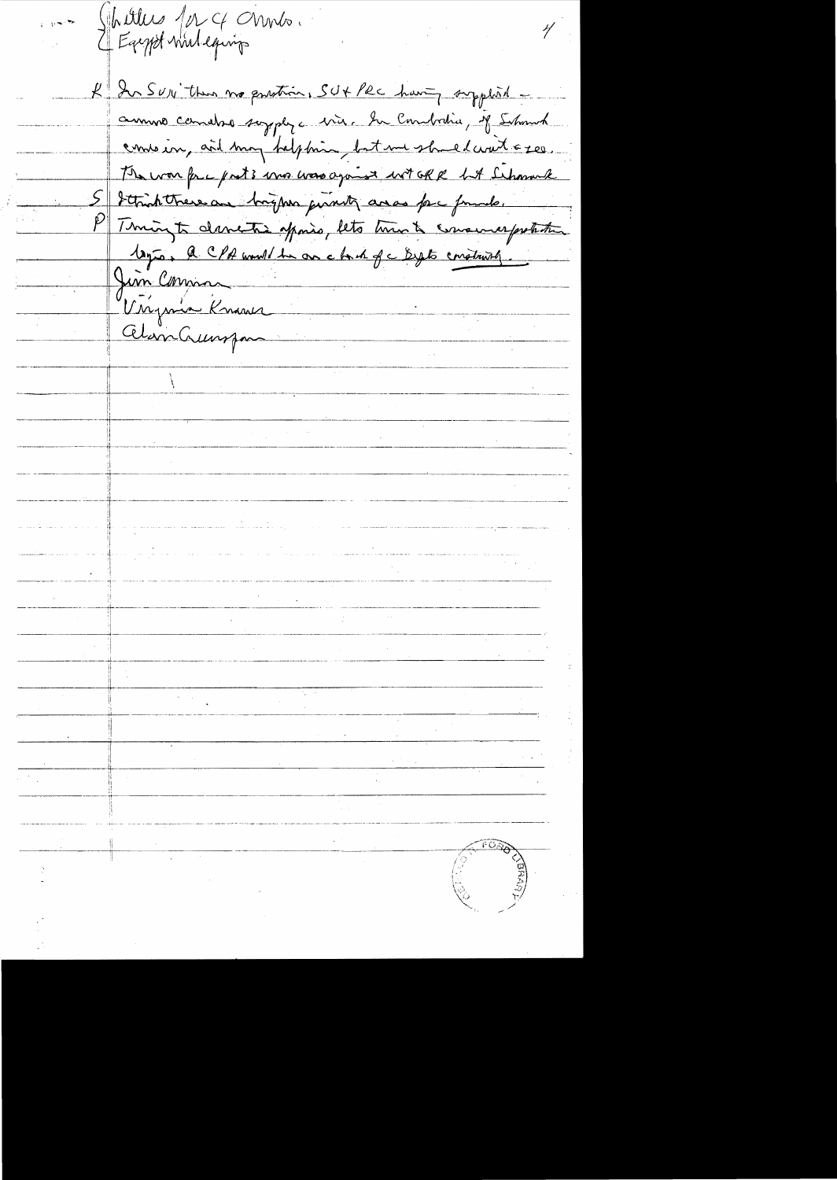{ Letters for CG Amdts.
{ Egypt mil equip

K  In SVN there no question, SU & PRC having supplied ammo Cambodia supply c via. In Cambodia, if Schmidt comes in, and may help him, but we should wait & see. The war far part is was against wt GKR but Sihanouk

S  I think there are higher priority areas for funds.

P  Trying to clarify the approach, lets turn to consumer protection lay[?]. A CPA would be on a track of c Depts constantly.

Jim Cannon
Virginia Knauer
Alan Greenspan